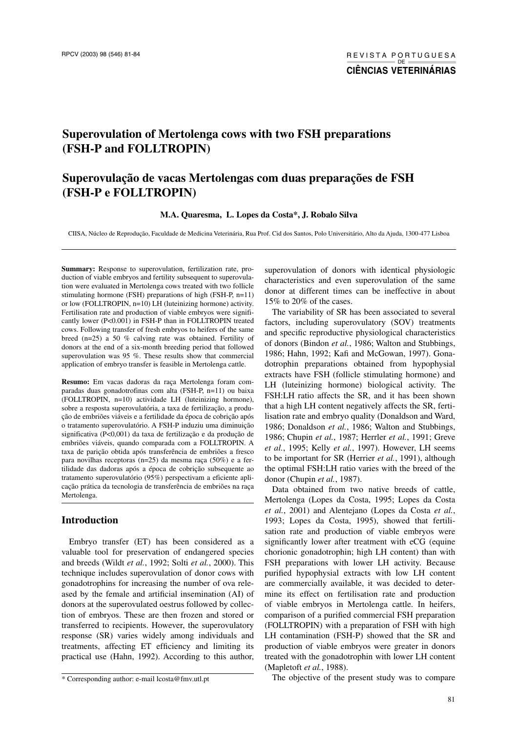# Superovulation of Mertolenga cows with two FSH preparations (FSH-P and FOLLTROPIN)

# Superovulação de vacas Mertolengas com duas preparações de FSH (FSH-P e FOLLTROPIN)

**M.A. Quaresma, L. Lopes da Costa*, J. Robalo Silva**

CIISA, Núcleo de Reprodução, Faculdade de Medicina Veterinária, Rua Prof. Cid dos Santos, Polo Universitário, Alto da Ajuda, 1300-477 Lisboa

**Summary:** Response to superovulation, fertilization rate, production of viable embryos and fertility subsequent to superovulation were evaluated in Mertolenga cows treated with two follicle stimulating hormone (FSH) preparations of high (FSH-P, n=11) or low (FOLLTROPIN, n=10) LH (luteinizing hormone) activity. Fertilisation rate and production of viable embryos were significantly lower (P<0.001) in FSH-P than in FOLLTROPIN treated cows. Following transfer of fresh embryos to heifers of the same breed (n=25) a 50 % calving rate was obtained. Fertility of donors at the end of a six-month breeding period that followed superovulation was 95 %. These results show that commercial application of embryo transfer is feasible in Mertolenga cattle.

**Resumo:** Em vacas dadoras da raça Mertolenga foram comparadas duas gonadotrofinas com alta (FSH-P, n=11) ou baixa (FOLLTROPIN, n=10) actividade LH (luteinizing hormone), sobre a resposta superovulatória, a taxa de fertilização, a produção de embriões viáveis e a fertilidade da época de cobrição após o tratamento superovulatório. A FSH-P induziu uma diminuição significativa (P<0,001) da taxa de fertilização e da produção de embriões viáveis, quando comparada com a FOLLTROPIN. A taxa de parição obtida após transferência de embriões a fresco para novilhas receptoras (n=25) da mesma raça (50%) e a fertilidade das dadoras após a época de cobrição subsequente ao tratamento superovulatório (95%) perspectivam a eficiente aplicação prática da tecnologia de transferência de embriões na raça Mertolenga.

## Introduction

Embryo transfer (ET) has been considered as a valuable tool for preservation of endangered species and breeds (Wildt *et al.*, 1992; Solti *et al.*, 2000). This technique includes superovulation of donor cows with gonadotrophins for increasing the number of ova released by the female and artificial insemination (AI) of donors at the superovulated oestrus followed by collection of embryos. These are then frozen and stored or transferred to recipients. However, the superovulatory response (SR) varies widely among individuals and treatments, affecting ET efficiency and limiting its practical use (Hahn, 1992). According to this author, superovulation of donors with identical physiologic characteristics and even superovulation of the same donor at different times can be ineffective in about 15% to 20% of the cases.

The variability of SR has been associated to several factors, including superovulatory (SOV) treatments and specific reproductive physiological characteristics of donors (Bindon *et al.*, 1986; Walton and Stubbings, 1986; Hahn, 1992; Kafi and McGowan, 1997). Gonadotrophin preparations obtained from hypophysial extracts have FSH (follicle stimulating hormone) and LH (luteinizing hormone) biological activity. The FSH:LH ratio affects the SR, and it has been shown that a high LH content negatively affects the SR, fertilisation rate and embryo quality (Donaldson and Ward, 1986; Donaldson *et al.*, 1986; Walton and Stubbings, 1986; Chupin *et al.*, 1987; Herrler *et al.*, 1991; Greve *et al.*, 1995; Kelly *et al.*, 1997). However, LH seems to be important for SR (Herrier *et al.*, 1991), although the optimal FSH:LH ratio varies with the breed of the donor (Chupin *et al.*, 1987).

Data obtained from two native breeds of cattle, Mertolenga (Lopes da Costa, 1995; Lopes da Costa *et al.*, 2001) and Alentejano (Lopes da Costa *et al.*, 1993; Lopes da Costa, 1995), showed that fertilisation rate and production of viable embryos were significantly lower after treatment with eCG (equine chorionic gonadotrophin; high LH content) than with FSH preparations with lower LH activity. Because purified hypophysial extracts with low LH content are commercially available, it was decided to determine its effect on fertilisation rate and production of viable embryos in Mertolenga cattle. In heifers, comparison of a purified commercial FSH preparation (FOLLTROPIN) with a preparation of FSH with high LH contamination (FSH-P) showed that the SR and production of viable embryos were greater in donors treated with the gonadotrophin with lower LH content (Mapletoft *et al.*, 1988).

The objective of the present study was to compare

\* Corresponding author: e-mail lcosta@fmv.utl.pt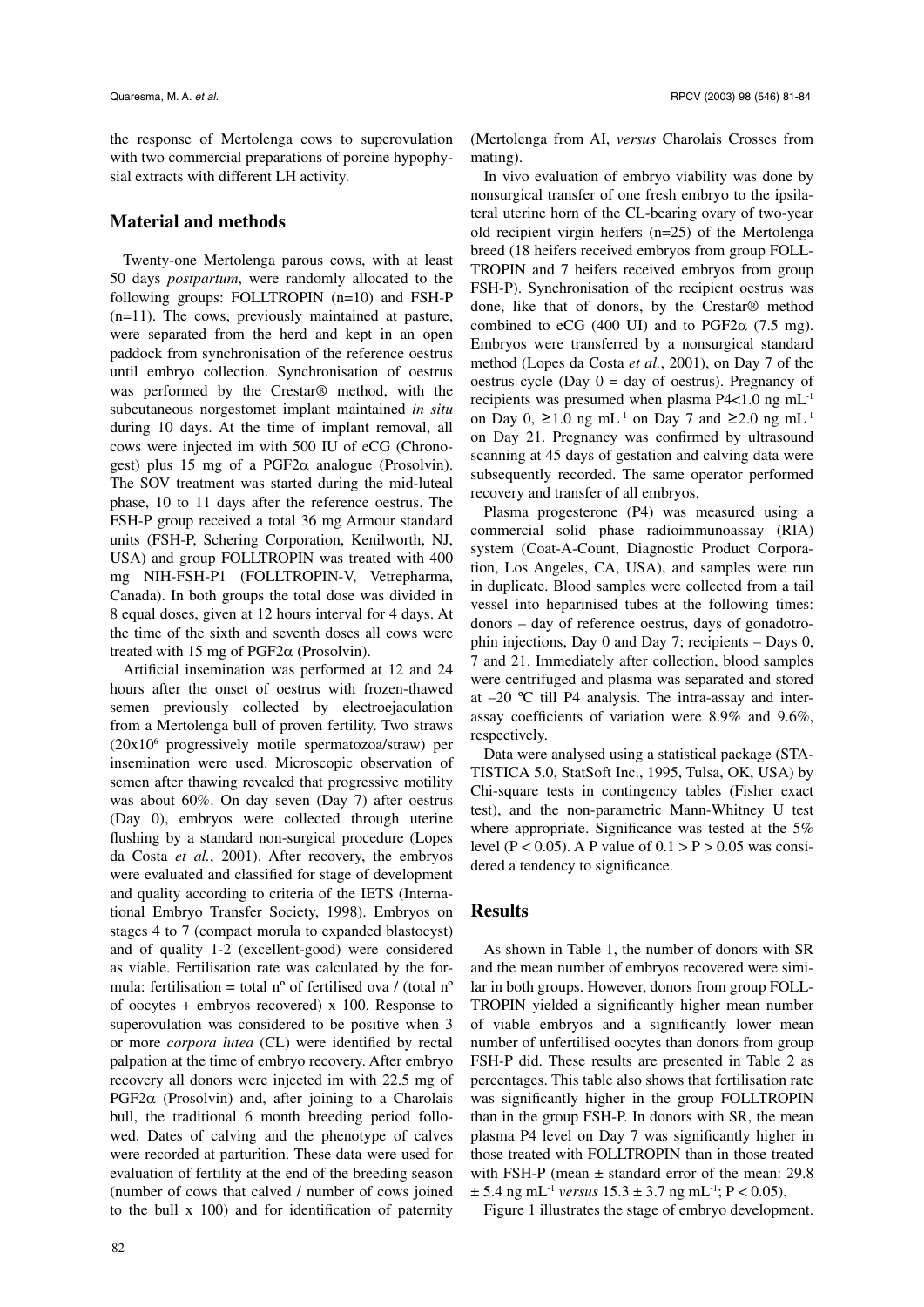the response of Mertolenga cows to superovulation with two commercial preparations of porcine hypophysial extracts with different LH activity.

## Material and methods

Twenty-one Mertolenga parous cows, with at least 50 days *postpartum*, were randomly allocated to the following groups: FOLLTROPIN (n=10) and FSH-P (n=11). The cows, previously maintained at pasture, were separated from the herd and kept in an open paddock from synchronisation of the reference oestrus until embryo collection. Synchronisation of oestrus was performed by the Crestar® method, with the subcutaneous norgestomet implant maintained *in situ* during 10 days. At the time of implant removal, all cows were injected im with 500 IU of eCG (Chronogest) plus 15 mg of a PGF2α analogue (Prosolvin). The SOV treatment was started during the mid-luteal phase, 10 to 11 days after the reference oestrus. The FSH-P group received a total 36 mg Armour standard units (FSH-P, Schering Corporation, Kenilworth, NJ, USA) and group FOLLTROPIN was treated with 400 mg NIH-FSH-P1 (FOLLTROPIN-V, Vetrepharma, Canada). In both groups the total dose was divided in 8 equal doses, given at 12 hours interval for 4 days. At the time of the sixth and seventh doses all cows were treated with 15 mg of PGF2α (Prosolvin).

Artificial insemination was performed at 12 and 24 hours after the onset of oestrus with frozen-thawed semen previously collected by electroejaculation from a Mertolenga bull of proven fertility. Two straws ($20 \times 10^6$ progressively motile spermatozoa/straw) per insemination were used. Microscopic observation of semen after thawing revealed that progressive motility was about 60%. On day seven (Day 7) after oestrus (Day 0), embryos were collected through uterine flushing by a standard non-surgical procedure (Lopes da Costa *et al.*, 2001). After recovery, the embryos were evaluated and classified for stage of development and quality according to criteria of the IETS (International Embryo Transfer Society, 1998). Embryos on stages 4 to 7 (compact morula to expanded blastocyst) and of quality 1-2 (excellent-good) were considered as viable. Fertilisation rate was calculated by the formula: fertilisation = total nº of fertilised ova / (total nº of oocytes + embryos recovered) x 100. Response to superovulation was considered to be positive when 3 or more *corpora lutea* (CL) were identified by rectal palpation at the time of embryo recovery. After embryo recovery all donors were injected im with 22.5 mg of PGF2α (Prosolvin) and, after joining to a Charolais bull, the traditional 6 month breeding period followed. Dates of calving and the phenotype of calves were recorded at parturition. These data were used for evaluation of fertility at the end of the breeding season (number of cows that calved / number of cows joined to the bull x 100) and for identification of paternity (Mertolenga from AI, *versus* Charolais Crosses from mating).

In vivo evaluation of embryo viability was done by nonsurgical transfer of one fresh embryo to the ipsilateral uterine horn of the CL-bearing ovary of two-year old recipient virgin heifers (n=25) of the Mertolenga breed (18 heifers received embryos from group FOLLTROPIN and 7 heifers received embryos from group FSH-P). Synchronisation of the recipient oestrus was done, like that of donors, by the Crestar® method combined to eCG (400 UI) and to PGF2α (7.5 mg). Embryos were transferred by a nonsurgical standard method (Lopes da Costa *et al.*, 2001), on Day 7 of the oestrus cycle (Day 0 = day of oestrus). Pregnancy of recipients was presumed when plasma P4<1.0 ng $mL^{-1}$ on Day 0, ≥1.0 ng $mL^{-1}$ on Day 7 and ≥2.0 ng $mL^{-1}$ on Day 21. Pregnancy was confirmed by ultrasound scanning at 45 days of gestation and calving data were subsequently recorded. The same operator performed recovery and transfer of all embryos.

Plasma progesterone (P4) was measured using a commercial solid phase radioimmunoassay (RIA) system (Coat-A-Count, Diagnostic Product Corporation, Los Angeles, CA, USA), and samples were run in duplicate. Blood samples were collected from a tail vessel into heparinised tubes at the following times: donors – day of reference oestrus, days of gonadotrophin injections, Day 0 and Day 7; recipients – Days 0, 7 and 21. Immediately after collection, blood samples were centrifuged and plasma was separated and stored at –20 ºC till P4 analysis. The intra-assay and inter-assay coefficients of variation were 8.9% and 9.6%, respectively.

Data were analysed using a statistical package (STATISTICA 5.0, StatSoft Inc., 1995, Tulsa, OK, USA) by Chi-square tests in contingency tables (Fisher exact test), and the non-parametric Mann-Whitney U test where appropriate. Significance was tested at the 5% level ($P < 0.05$). A P value of $0.1 > P > 0.05$ was considered a tendency to significance.

## Results

As shown in Table 1, the number of donors with SR and the mean number of embryos recovered were similar in both groups. However, donors from group FOLLTROPIN yielded a significantly higher mean number of viable embryos and a significantly lower mean number of unfertilised oocytes than donors from group FSH-P did. These results are presented in Table 2 as percentages. This table also shows that fertilisation rate was significantly higher in the group FOLLTROPIN than in the group FSH-P. In donors with SR, the mean plasma P4 level on Day 7 was significantly higher in those treated with FOLLTROPIN than in those treated with FSH-P (mean ± standard error of the mean: 29.8 ± 5.4 ng $mL^{-1}$ *versus* 15.3 ± 3.7 ng $mL^{-1}$; $P < 0.05$).

Figure 1 illustrates the stage of embryo development.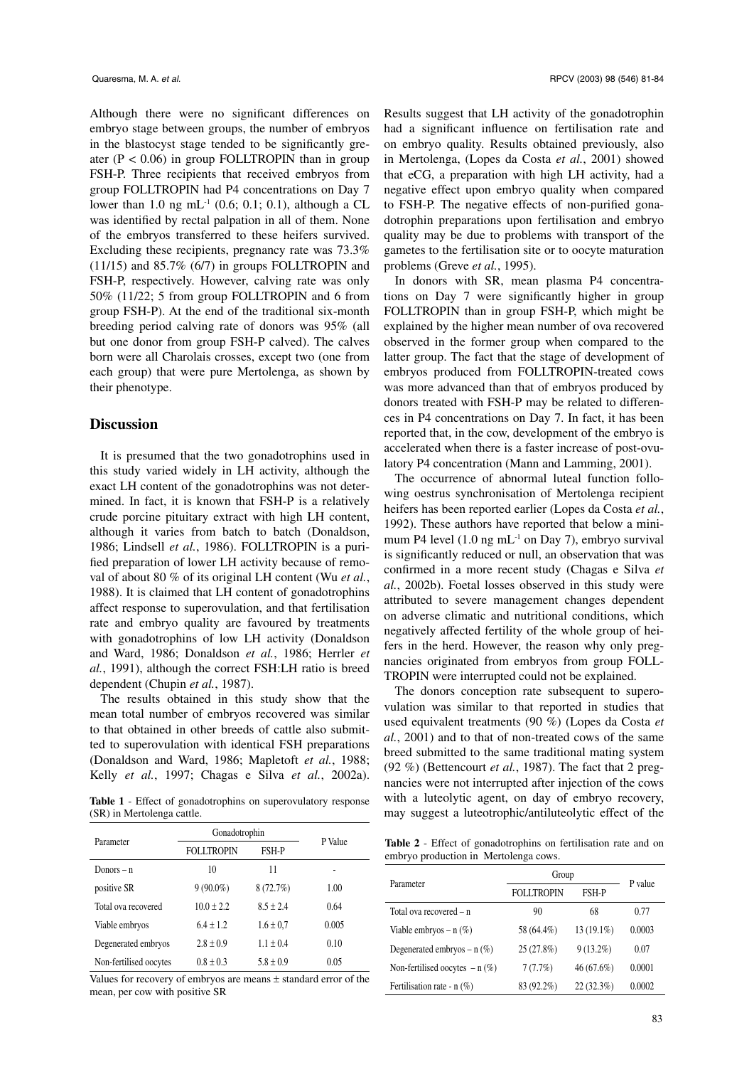Although there were no significant differences on embryo stage between groups, the number of embryos in the blastocyst stage tended to be significantly greater ($P < 0.06$) in group FOLLTROPIN than in group FSH-P. Three recipients that received embryos from group FOLLTROPIN had P4 concentrations on Day 7 lower than 1.0 ng mL$^{-1}$ (0.6; 0.1; 0.1), although a CL was identified by rectal palpation in all of them. None of the embryos transferred to these heifers survived. Excluding these recipients, pregnancy rate was 73.3% (11/15) and 85.7% (6/7) in groups FOLLTROPIN and FSH-P, respectively. However, calving rate was only 50% (11/22; 5 from group FOLLTROPIN and 6 from group FSH-P). At the end of the traditional six-month breeding period calving rate of donors was 95% (all but one donor from group FSH-P calved). The calves born were all Charolais crosses, except two (one from each group) that were pure Mertolenga, as shown by their phenotype.

## Discussion

It is presumed that the two gonadotrophins used in this study varied widely in LH activity, although the exact LH content of the gonadotrophins was not determined. In fact, it is known that FSH-P is a relatively crude porcine pituitary extract with high LH content, although it varies from batch to batch (Donaldson, 1986; Lindsell *et al.*, 1986). FOLLTROPIN is a purified preparation of lower LH activity because of removal of about 80 % of its original LH content (Wu *et al.*, 1988). It is claimed that LH content of gonadotrophins affect response to superovulation, and that fertilisation rate and embryo quality are favoured by treatments with gonadotrophins of low LH activity (Donaldson and Ward, 1986; Donaldson *et al.*, 1986; Herrler *et al.*, 1991), although the correct FSH:LH ratio is breed dependent (Chupin *et al.*, 1987).

The results obtained in this study show that the mean total number of embryos recovered was similar to that obtained in other breeds of cattle also submitted to superovulation with identical FSH preparations (Donaldson and Ward, 1986; Mapletoft *et al.*, 1988; Kelly *et al.*, 1997; Chagas e Silva *et al.*, 2002a).

**Table 1** - Effect of gonadotrophins on superovulatory response (SR) in Mertolenga cattle.

| Parameter | Gonadotrophin | | P Value |
|---|---|---|---|
| | FOLLTROPIN | FSH-P | |
| Donors – n | 10 | 11 | - |
| positive SR | 9 (90.0%) | 8 (72.7%) | 1.00 |
| Total ova recovered | 10.0 ± 2.2 | 8.5 ± 2.4 | 0.64 |
| Viable embryos | 6.4 ± 1.2 | 1.6 ± 0,7 | 0.005 |
| Degenerated embryos | 2.8 ± 0.9 | 1.1 ± 0.4 | 0.10 |
| Non-fertilised oocytes | 0.8 ± 0.3 | 5.8 ± 0.9 | 0.05 |

Values for recovery of embryos are means ± standard error of the mean, per cow with positive SR

Results suggest that LH activity of the gonadotrophin had a significant influence on fertilisation rate and on embryo quality. Results obtained previously, also in Mertolenga, (Lopes da Costa *et al.*, 2001) showed that eCG, a preparation with high LH activity, had a negative effect upon embryo quality when compared to FSH-P. The negative effects of non-purified gonadotrophin preparations upon fertilisation and embryo quality may be due to problems with transport of the gametes to the fertilisation site or to oocyte maturation problems (Greve *et al.*, 1995).

In donors with SR, mean plasma P4 concentrations on Day 7 were significantly higher in group FOLLTROPIN than in group FSH-P, which might be explained by the higher mean number of ova recovered observed in the former group when compared to the latter group. The fact that the stage of development of embryos produced from FOLLTROPIN-treated cows was more advanced than that of embryos produced by donors treated with FSH-P may be related to differences in P4 concentrations on Day 7. In fact, it has been reported that, in the cow, development of the embryo is accelerated when there is a faster increase of post-ovulatory P4 concentration (Mann and Lamming, 2001).

The occurrence of abnormal luteal function following oestrus synchronisation of Mertolenga recipient heifers has been reported earlier (Lopes da Costa *et al.*, 1992). These authors have reported that below a minimum P4 level (1.0 ng mL$^{-1}$ on Day 7), embryo survival is significantly reduced or null, an observation that was confirmed in a more recent study (Chagas e Silva *et al.*, 2002b). Foetal losses observed in this study were attributed to severe management changes dependent on adverse climatic and nutritional conditions, which negatively affected fertility of the whole group of heifers in the herd. However, the reason why only pregnancies originated from embryos from group FOLLTROPIN were interrupted could not be explained.

The donors conception rate subsequent to superovulation was similar to that reported in studies that used equivalent treatments (90 %) (Lopes da Costa *et al.*, 2001) and to that of non-treated cows of the same breed submitted to the same traditional mating system (92 %) (Bettencourt *et al.*, 1987). The fact that 2 pregnancies were not interrupted after injection of the cows with a luteolytic agent, on day of embryo recovery, may suggest a luteotrophic/antiluteolytic effect of the

**Table 2** - Effect of gonadotrophins on fertilisation rate and on embryo production in Mertolenga cows.

| Parameter | Group | | P value |
|---|---|---|---|
| | FOLLTROPIN | FSH-P | |
| Total ova recovered – n | 90 | 68 | 0.77 |
| Viable embryos – n (%) | 58 (64.4%) | 13 (19.1%) | 0.0003 |
| Degenerated embryos – n (%) | 25 (27.8%) | 9 (13.2%) | 0.07 |
| Non-fertilised oocytes – n (%) | 7 (7.7%) | 46 (67.6%) | 0.0001 |
| Fertilisation rate - n (%) | 83 (92.2%) | 22 (32.3%) | 0.0002 |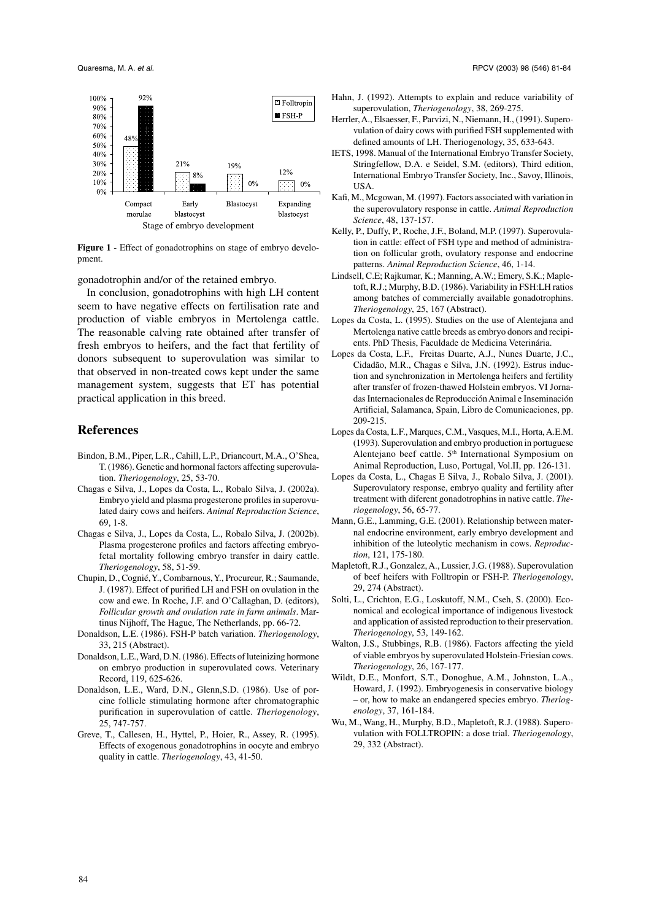100%
90%
80%
70%
60%
50%
40%
30%
20%
10%
0%

92%
48%
21%
8%
19%
0%
12%
0%

Folltropin
FSH-P

Compact morulae
Early blastocyst
Blastocyst
Expanding blastocyst

Stage of embryo development

**Figure 1** - Effect of gonadotrophins on stage of embryo development.

gonadotrophin and/or of the retained embryo.

In conclusion, gonadotrophins with high LH content seem to have negative effects on fertilisation rate and production of viable embryos in Mertolenga cattle. The reasonable calving rate obtained after transfer of fresh embryos to heifers, and the fact that fertility of donors subsequent to superovulation was similar to that observed in non-treated cows kept under the same management system, suggests that ET has potential practical application in this breed.

## References

Bindon, B.M., Piper, L.R., Cahill, L.P., Driancourt, M.A., O'Shea, T. (1986). Genetic and hormonal factors affecting superovulation. *Theriogenology*, 25, 53-70.

Chagas e Silva, J., Lopes da Costa, L., Robalo Silva, J. (2002a). Embryo yield and plasma progesterone profiles in superovulated dairy cows and heifers. *Animal Reproduction Science*, 69, 1-8.

Chagas e Silva, J., Lopes da Costa, L., Robalo Silva, J. (2002b). Plasma progesterone profiles and factors affecting embryo-fetal mortality following embryo transfer in dairy cattle. *Theriogenology*, 58, 51-59.

Chupin, D., Cognié, Y., Combarnous, Y., Procureur, R.; Saumande, J. (1987). Effect of purified LH and FSH on ovulation in the cow and ewe. In Roche, J.F. and O'Callaghan, D. (editors), *Follicular growth and ovulation rate in farm animals*. Martinus Nijhoff, The Hague, The Netherlands, pp. 66-72.

Donaldson, L.E. (1986). FSH-P batch variation. *Theriogenology*, 33, 215 (Abstract).

Donaldson, L.E., Ward, D.N. (1986). Effects of luteinizing hormone on embryo production in superovulated cows. Veterinary Record, 119, 625-626.

Donaldson, L.E., Ward, D.N., Glenn,S.D. (1986). Use of porcine follicle stimulating hormone after chromatographic purification in superovulation of cattle. *Theriogenology*, 25, 747-757.

Greve, T., Callesen, H., Hyttel, P., Hoier, R., Assey, R. (1995). Effects of exogenous gonadotrophins in oocyte and embryo quality in cattle. *Theriogenology*, 43, 41-50.

Hahn, J. (1992). Attempts to explain and reduce variability of superovulation, *Theriogenology*, 38, 269-275.

Herrler, A., Elsaesser, F., Parvizi, N., Niemann, H., (1991). Superovulation of dairy cows with purified FSH supplemented with defined amounts of LH. Theriogenology, 35, 633-643.

IETS, 1998. Manual of the International Embryo Transfer Society, Stringfellow, D.A. e Seidel, S.M. (editors), Third edition, International Embryo Transfer Society, Inc., Savoy, Illinois, USA.

Kafi, M., Mcgowan, M. (1997). Factors associated with variation in the superovulatory response in cattle. *Animal Reproduction Science*, 48, 137-157.

Kelly, P., Duffy, P., Roche, J.F., Boland, M.P. (1997). Superovulation in cattle: effect of FSH type and method of administration on follicular groth, ovulatory response and endocrine patterns. *Animal Reproduction Science*, 46, 1-14.

Lindsell, C.E; Rajkumar, K.; Manning, A.W.; Emery, S.K.; Mapletoft, R.J.; Murphy, B.D. (1986). Variability in FSH:LH ratios among batches of commercially available gonadotrophins. *Theriogenology*, 25, 167 (Abstract).

Lopes da Costa, L. (1995). Studies on the use of Alentejana and Mertolenga native cattle breeds as embryo donors and recipients. PhD Thesis, Faculdade de Medicina Veterinária.

Lopes da Costa, L.F., Freitas Duarte, A.J., Nunes Duarte, J.C., Cidadão, M.R., Chagas e Silva, J.N. (1992). Estrus induction and synchronization in Mertolenga heifers and fertility after transfer of frozen-thawed Holstein embryos. VI Jornadas Internacionales de Reproducción Animal e Inseminación Artificial, Salamanca, Spain, Libro de Comunicaciones, pp. 209-215.

Lopes da Costa, L.F., Marques, C.M., Vasques, M.I., Horta, A.E.M. (1993). Superovulation and embryo production in portuguese Alentejano beef cattle. 5th International Symposium on Animal Reproduction, Luso, Portugal, Vol.II, pp. 126-131.

Lopes da Costa, L., Chagas E Silva, J., Robalo Silva, J. (2001). Superovulatory response, embryo quality and fertility after treatment with diferent gonadotrophins in native cattle. *Theriogenology*, 56, 65-77.

Mann, G.E., Lamming, G.E. (2001). Relationship between maternal endocrine environment, early embryo development and inhibition of the luteolytic mechanism in cows. *Reproduction*, 121, 175-180.

Mapletoft, R.J., Gonzalez, A., Lussier, J.G. (1988). Superovulation of beef heifers with Folltropin or FSH-P. *Theriogenology*, 29, 274 (Abstract).

Solti, L., Crichton, E.G., Loskutoff, N.M., Cseh, S. (2000). Economical and ecological importance of indigenous livestock and application of assisted reproduction to their preservation. *Theriogenology*, 53, 149-162.

Walton, J.S., Stubbings, R.B. (1986). Factors affecting the yield of viable embryos by superovulated Holstein-Friesian cows. *Theriogenology*, 26, 167-177.

Wildt, D.E., Monfort, S.T., Donoghue, A.M., Johnston, L.A., Howard, J. (1992). Embryogenesis in conservative biology – or, how to make an endangered species embryo. *Theriogenology*, 37, 161-184.

Wu, M., Wang, H., Murphy, B.D., Mapletoft, R.J. (1988). Superovulation with FOLLTROPIN: a dose trial. *Theriogenology*, 29, 332 (Abstract).